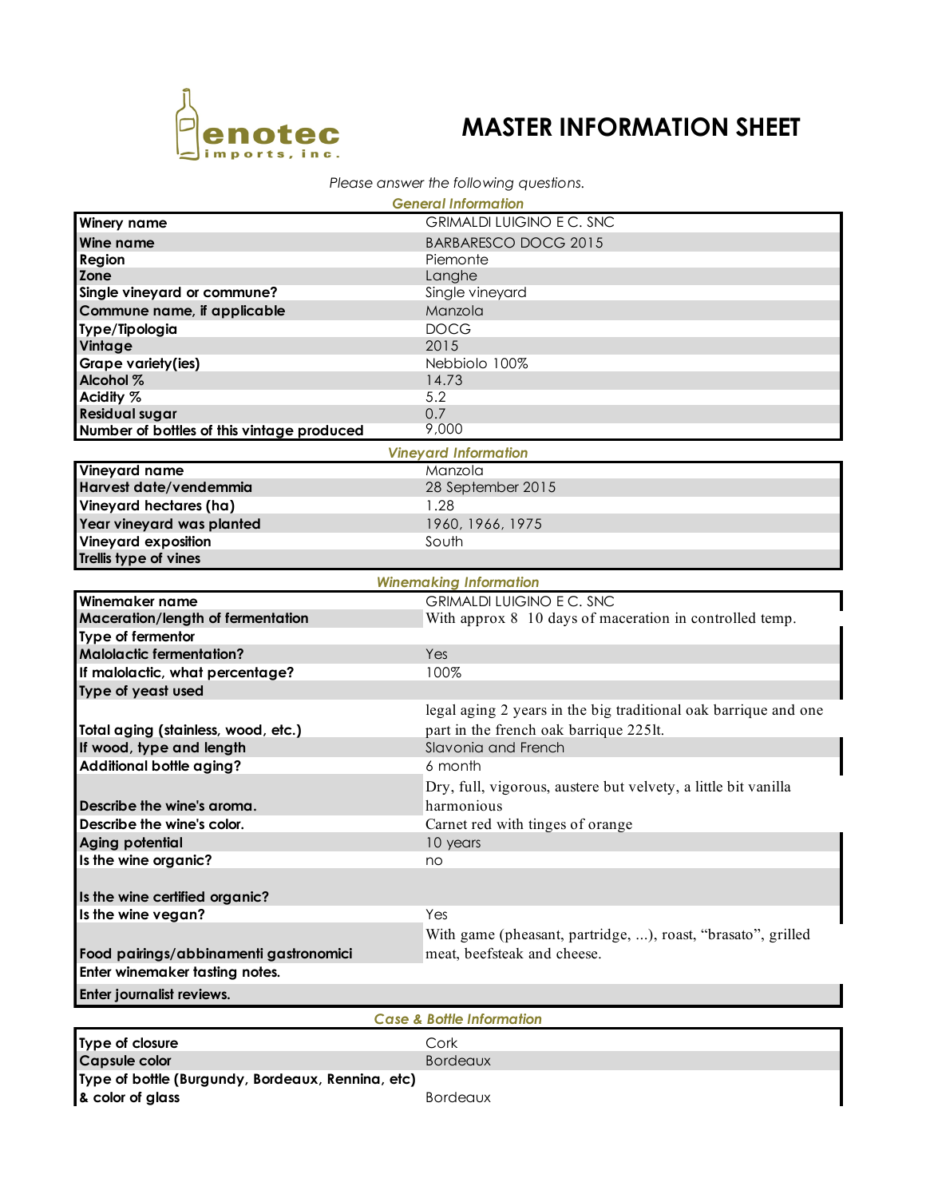enotec imports, inc.

# MASTER INFORMATION SHEET

*Please answer the following questions.*

### *General Information*

| | |
|---|---|
| **Winery name** | GRIMALDI LUIGINO E C. SNC |
| **Wine name** | BARBARESCO DOCG 2015 |
| **Region** | Piemonte |
| **Zone** | Langhe |
| **Single vineyard or commune?** | Single vineyard |
| **Commune name, if applicable** | Manzola |
| **Type/Tipologia** | DOCG |
| **Vintage** | 2015 |
| **Grape variety(ies)** | Nebbiolo 100% |
| **Alcohol %** | 14.73 |
| **Acidity %** | 5.2 |
| **Residual sugar** | 0.7 |
| **Number of bottles of this vintage produced** | 9,000 |

### *Vineyard Information*

| | |
|---|---|
| **Vineyard name** | Manzola |
| **Harvest date/vendemmia** | 28 September 2015 |
| **Vineyard hectares (ha)** | 1.28 |
| **Year vineyard was planted** | 1960, 1966, 1975 |
| **Vineyard exposition** | South |
| **Trellis type of vines** | |

### *Winemaking Information*

| | |
|---|---|
| **Winemaker name** | GRIMALDI LUIGINO E C. SNC |
| **Maceration/length of fermentation** | With approx 8 10 days of maceration in controlled temp. |
| **Type of fermentor** | |
| **Malolactic fermentation?** | Yes |
| **If malolactic, what percentage?** | 100% |
| **Type of yeast used** | |
| **Total aging (stainless, wood, etc.)** | legal aging 2 years in the big traditional oak barrique and one part in the french oak barrique 225lt. |
| **If wood, type and length** | Slavonia and French |
| **Additional bottle aging?** | 6 month |
| **Describe the wine's aroma.** | Dry, full, vigorous, austere but velvety, a little bit vanilla harmonious |
| **Describe the wine's color.** | Carnet red with tinges of orange |
| **Aging potential** | 10 years |
| **Is the wine organic?** | no |
| **Is the wine certified organic?** | |
| **Is the wine vegan?** | Yes |
| **Food pairings/abbinamenti gastronomici** | With game (pheasant, partridge, ...), roast, "brasato", grilled meat, beefsteak and cheese. |
| **Enter winemaker tasting notes.** | |
| **Enter journalist reviews.** | |

### *Case & Bottle Information*

| | |
|---|---|
| **Type of closure** | Cork |
| **Capsule color** | Bordeaux |
| **Type of bottle (Burgundy, Bordeaux, Rennina, etc) & color of glass** | Bordeaux |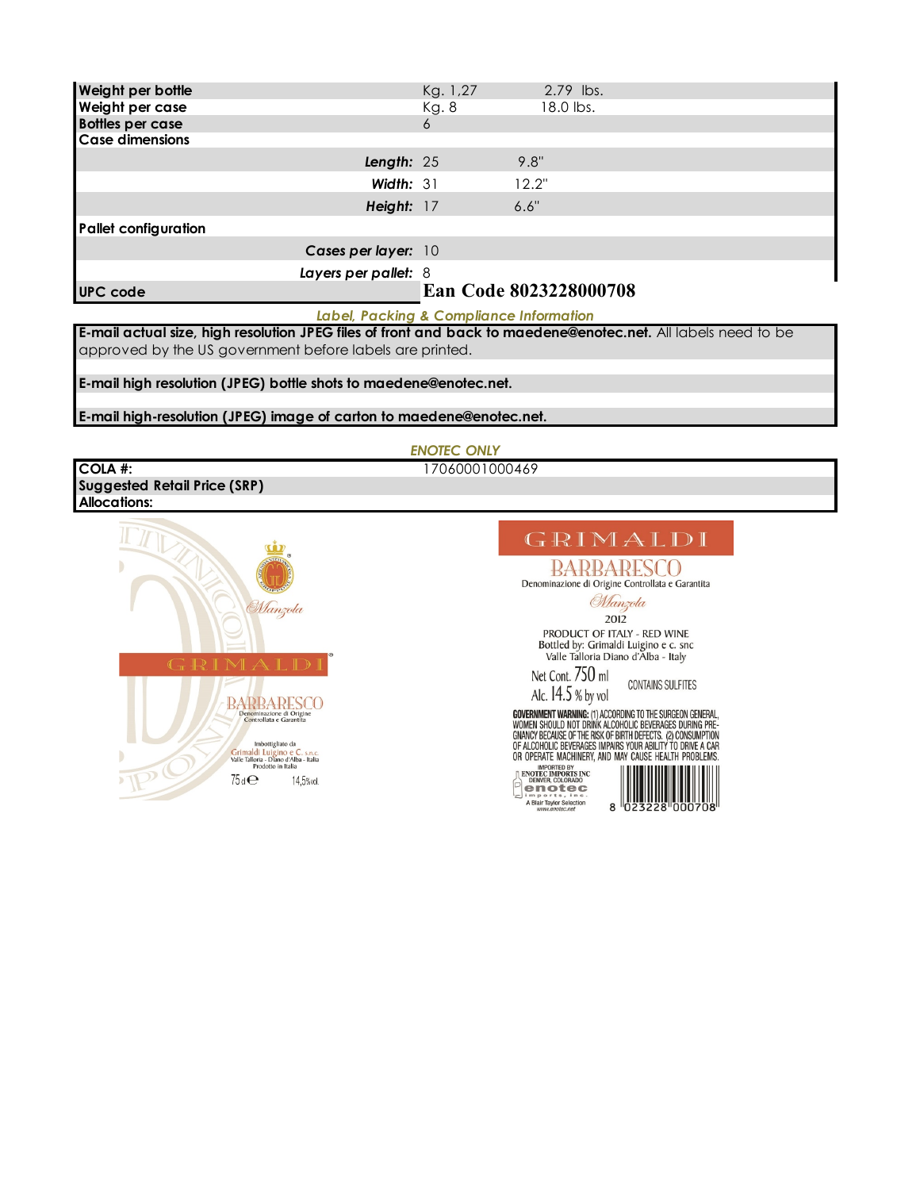| | | |
|---|---|---|
| **Weight per bottle** | Kg. 1,27 | 2.79 lbs. |
| **Weight per case** | Kg. 8 | 18.0 lbs. |
| **Bottles per case** | 6 | |
| **Case dimensions** | | |
| ***Length:*** | 25 | 9.8" |
| ***Width:*** | 31 | 12.2" |
| ***Height:*** | 17 | 6.6" |
| **Pallet configuration** | | |
| ***Cases per layer:*** | 10 | |
| ***Layers per pallet:*** | 8 | |
| **UPC code** | **Ean Code 8023228000708** | |

*Label, Packing & Compliance Information*

**E-mail actual size, high resolution JPEG files of front and back to maedene@enotec.net.** All labels need to be approved by the US government before labels are printed.

**E-mail high resolution (JPEG) bottle shots to maedene@enotec.net.**

**E-mail high-resolution (JPEG) image of carton to maedene@enotec.net.**

*ENOTEC ONLY*

| | |
|---|---|
| **COLA #:** | 17060001000469 |
| **Suggested Retail Price (SRP)** | |
| **Allocations:** | |

GRIMALDI

BARBARESCO

Denominazione di Origine Controllata e Garantita

Manzola

Imbottigliato da Grimaldi Luigino e C. s.n.c.
Valle Talloria - Diano d'Alba - Italia
Prodotto in Italia

75 cl ℮ 14,5% vol.

GRIMALDI

BARBARESCO

Denominazione di Origine Controllata e Garantita

Manzola

2012

PRODUCT OF ITALY - RED WINE
Bottled by: Grimaldi Luigino e c. snc
Valle Talloria Diano d'Alba - Italy

Net Cont. 750 ml

Alc. 14.5 % by vol

CONTAINS SULFITES

GOVERNMENT WARNING: (1) ACCORDING TO THE SURGEON GENERAL, WOMEN SHOULD NOT DRINK ALCOHOLIC BEVERAGES DURING PREGNANCY BECAUSE OF THE RISK OF BIRTH DEFECTS. (2) CONSUMPTION OF ALCOHOLIC BEVERAGES IMPAIRS YOUR ABILITY TO DRIVE A CAR OR OPERATE MACHINERY, AND MAY CAUSE HEALTH PROBLEMS.

IMPORTED BY
ENOTEC IMPORTS INC
DENVER, COLORADO
enotec imports, inc.
A Blair Taylor Selection
www.enotec.net

8 023228 000708